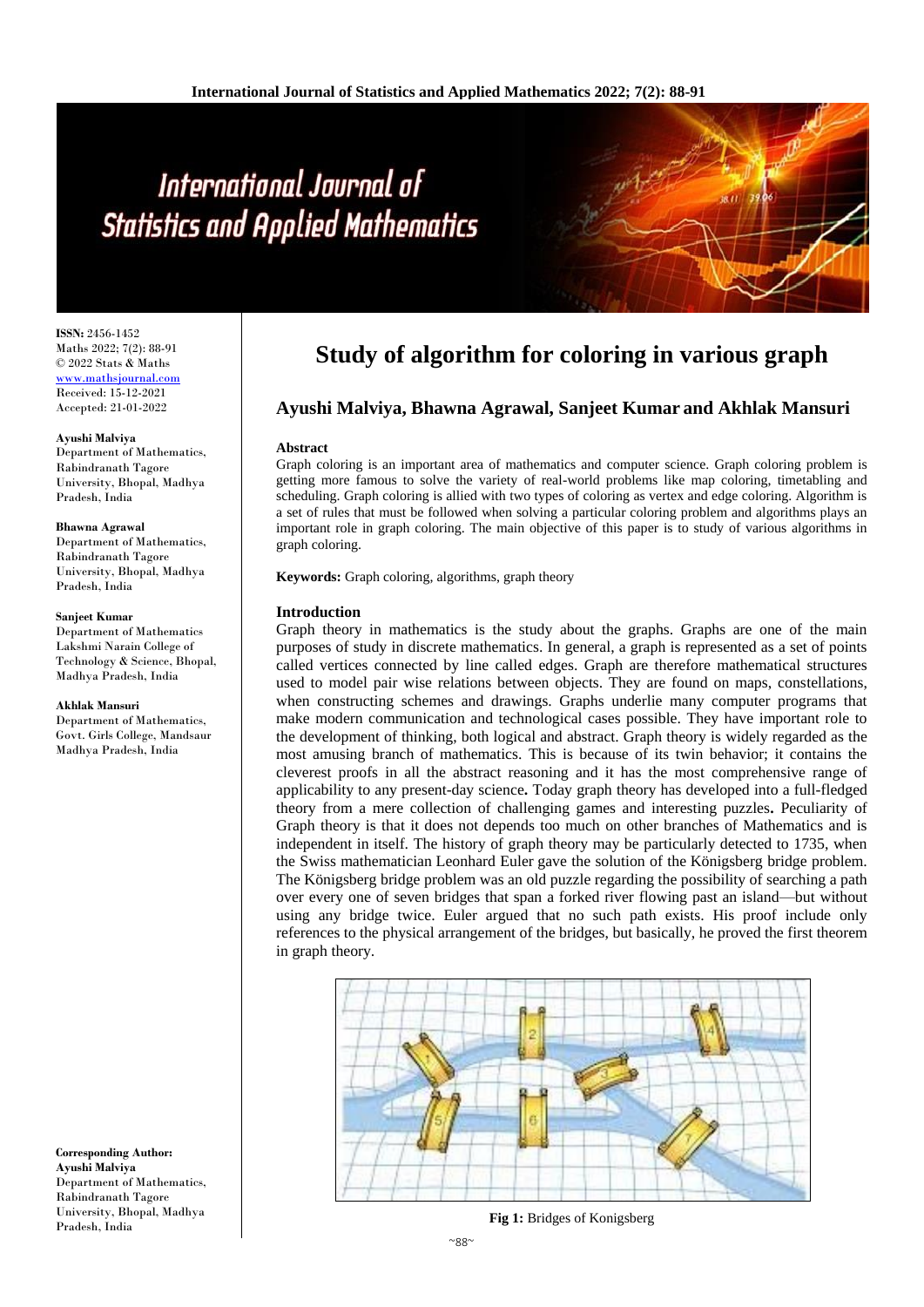# Study of algorithm for coloring in various graph

**Ayushi Malviya, Bhawna Agrawal, Sanjeet Kumar and Akhlak Mansuri**

**ISSN:** 2456-1452
Maths 2022; 7(2): 88-91
© 2022 Stats & Maths
www.mathsjournal.com
Received: 15-12-2021
Accepted: 21-01-2022

**Ayushi Malviya**
Department of Mathematics, Rabindranath Tagore University, Bhopal, Madhya Pradesh, India

**Bhawna Agrawal**
Department of Mathematics, Rabindranath Tagore University, Bhopal, Madhya Pradesh, India

**Sanjeet Kumar**
Department of Mathematics Lakshmi Narain College of Technology & Science, Bhopal, Madhya Pradesh, India

**Akhlak Mansuri**
Department of Mathematics, Govt. Girls College, Mandsaur Madhya Pradesh, India

**Corresponding Author:**
**Ayushi Malviya**
Department of Mathematics, Rabindranath Tagore University, Bhopal, Madhya Pradesh, India

### Abstract

Graph coloring is an important area of mathematics and computer science. Graph coloring problem is getting more famous to solve the variety of real-world problems like map coloring, timetabling and scheduling. Graph coloring is allied with two types of coloring as vertex and edge coloring. Algorithm is a set of rules that must be followed when solving a particular coloring problem and algorithms plays an important role in graph coloring. The main objective of this paper is to study of various algorithms in graph coloring.

**Keywords:** Graph coloring, algorithms, graph theory

### Introduction

Graph theory in mathematics is the study about the graphs. Graphs are one of the main purposes of study in discrete mathematics. In general, a graph is represented as a set of points called vertices connected by line called edges. Graph are therefore mathematical structures used to model pair wise relations between objects. They are found on maps, constellations, when constructing schemes and drawings. Graphs underlie many computer programs that make modern communication and technological cases possible. They have important role to the development of thinking, both logical and abstract. Graph theory is widely regarded as the most amusing branch of mathematics. This is because of its twin behavior; it contains the cleverest proofs in all the abstract reasoning and it has the most comprehensive range of applicability to any present-day science**.** Today graph theory has developed into a full-fledged theory from a mere collection of challenging games and interesting puzzles**.** Peculiarity of Graph theory is that it does not depends too much on other branches of Mathematics and is independent in itself. The history of graph theory may be particularly detected to 1735, when the Swiss mathematician Leonhard Euler gave the solution of the Königsberg bridge problem. The Königsberg bridge problem was an old puzzle regarding the possibility of searching a path over every one of seven bridges that span a forked river flowing past an island—but without using any bridge twice. Euler argued that no such path exists. His proof include only references to the physical arrangement of the bridges, but basically, he proved the first theorem in graph theory.

**Fig 1:** Bridges of Konigsberg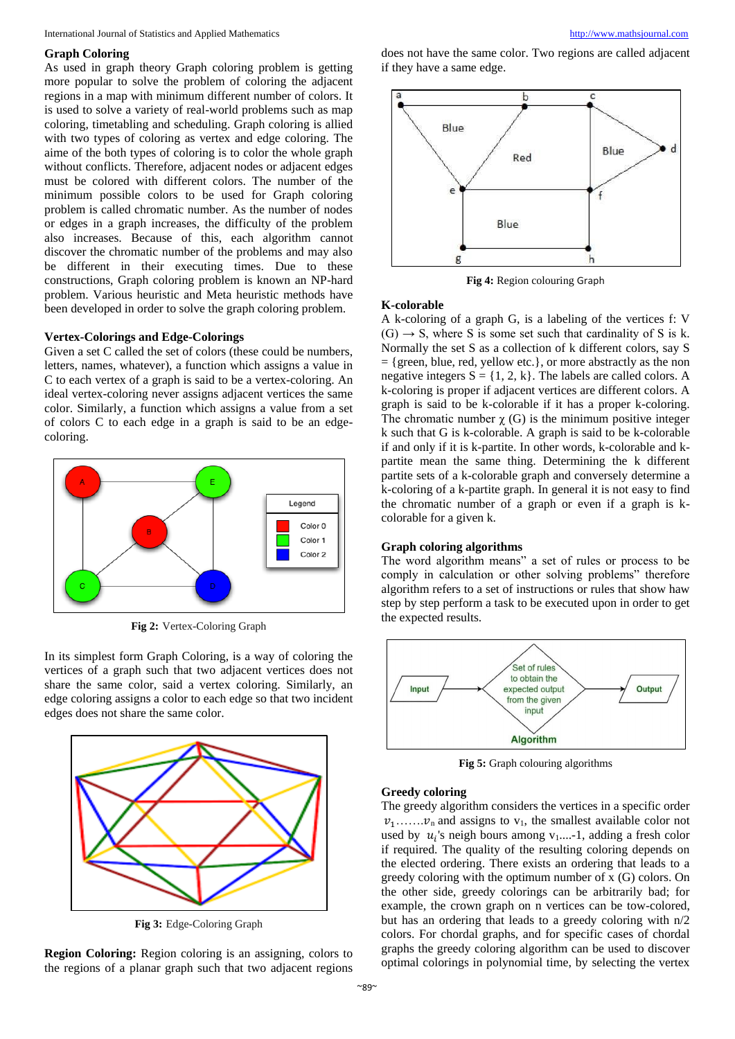### Graph Coloring

As used in graph theory Graph coloring problem is getting more popular to solve the problem of coloring the adjacent regions in a map with minimum different number of colors. It is used to solve a variety of real-world problems such as map coloring, timetabling and scheduling. Graph coloring is allied with two types of coloring as vertex and edge coloring. The aime of the both types of coloring is to color the whole graph without conflicts. Therefore, adjacent nodes or adjacent edges must be colored with different colors. The number of the minimum possible colors to be used for Graph coloring problem is called chromatic number. As the number of nodes or edges in a graph increases, the difficulty of the problem also increases. Because of this, each algorithm cannot discover the chromatic number of the problems and may also be different in their executing times. Due to these constructions, Graph coloring problem is known an NP-hard problem. Various heuristic and Meta heuristic methods have been developed in order to solve the graph coloring problem.

### Vertex-Colorings and Edge-Colorings

Given a set C called the set of colors (these could be numbers, letters, names, whatever), a function which assigns a value in C to each vertex of a graph is said to be a vertex-coloring. An ideal vertex-coloring never assigns adjacent vertices the same color. Similarly, a function which assigns a value from a set of colors C to each edge in a graph is said to be an edge-coloring.

**Fig 2:** Vertex-Coloring Graph

In its simplest form Graph Coloring, is a way of coloring the vertices of a graph such that two adjacent vertices does not share the same color, said a vertex coloring. Similarly, an edge coloring assigns a color to each edge so that two incident edges does not share the same color.

**Fig 3:** Edge-Coloring Graph

**Region Coloring:** Region coloring is an assigning, colors to the regions of a planar graph such that two adjacent regions does not have the same color. Two regions are called adjacent if they have a same edge.

**Fig 4:** Region colouring Graph

### K-colorable

A k-coloring of a graph G, is a labeling of the vertices f: V (G) → S, where S is some set such that cardinality of S is k. Normally the set S as a collection of k different colors, say S = {green, blue, red, yellow etc.}, or more abstractly as the non negative integers S = {1, 2, k}. The labels are called colors. A k-coloring is proper if adjacent vertices are different colors. A graph is said to be k-colorable if it has a proper k-coloring. The chromatic number $\chi$ (G) is the minimum positive integer k such that G is k-colorable. A graph is said to be k-colorable if and only if it is k-partite. In other words, k-colorable and k-partite mean the same thing. Determining the k different partite sets of a k-colorable graph and conversely determine a k-coloring of a k-partite graph. In general it is not easy to find the chromatic number of a graph or even if a graph is k-colorable for a given k.

### Graph coloring algorithms

The word algorithm means" a set of rules or process to be comply in calculation or other solving problems" therefore algorithm refers to a set of instructions or rules that show haw step by step perform a task to be executed upon in order to get the expected results.

**Fig 5:** Graph colouring algorithms

### Greedy coloring

The greedy algorithm considers the vertices in a specific order $v_1 \ldots\ldots v_n$ and assigns to $v_1$, the smallest available color not used by $u_i$'s neigh bours among $v_1 \ldots -1$, adding a fresh color if required. The quality of the resulting coloring depends on the elected ordering. There exists an ordering that leads to a greedy coloring with the optimum number of x (G) colors. On the other side, greedy colorings can be arbitrarily bad; for example, the crown graph on n vertices can be tow-colored, but has an ordering that leads to a greedy coloring with n/2 colors. For chordal graphs, and for specific cases of chordal graphs the greedy coloring algorithm can be used to discover optimal colorings in polynomial time, by selecting the vertex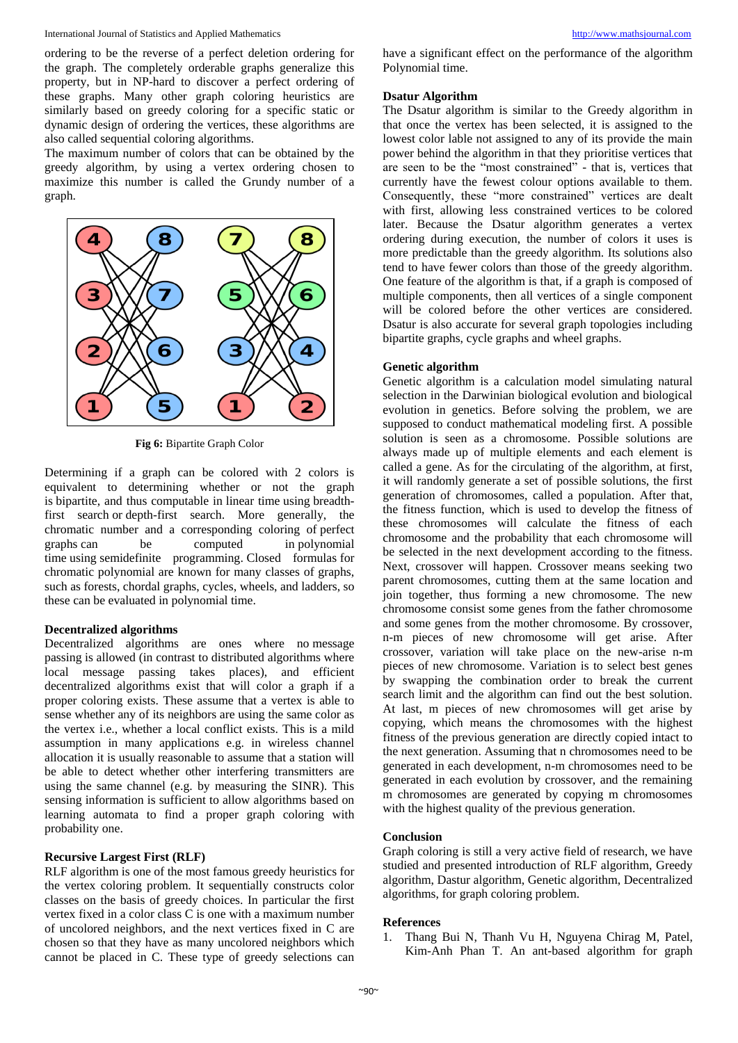ordering to be the reverse of a perfect deletion ordering for the graph. The completely orderable graphs generalize this property, but in NP-hard to discover a perfect ordering of these graphs. Many other graph coloring heuristics are similarly based on greedy coloring for a specific static or dynamic design of ordering the vertices, these algorithms are also called sequential coloring algorithms.

The maximum number of colors that can be obtained by the greedy algorithm, by using a vertex ordering chosen to maximize this number is called the Grundy number of a graph.

**Fig 6:** Bipartite Graph Color

Determining if a graph can be colored with 2 colors is equivalent to determining whether or not the graph is bipartite, and thus computable in linear time using breadth-first search or depth-first search. More generally, the chromatic number and a corresponding coloring of perfect graphs can be computed in polynomial time using semidefinite programming. Closed formulas for chromatic polynomial are known for many classes of graphs, such as forests, chordal graphs, cycles, wheels, and ladders, so these can be evaluated in polynomial time.

### Decentralized algorithms

Decentralized algorithms are ones where no message passing is allowed (in contrast to distributed algorithms where local message passing takes places), and efficient decentralized algorithms exist that will color a graph if a proper coloring exists. These assume that a vertex is able to sense whether any of its neighbors are using the same color as the vertex i.e., whether a local conflict exists. This is a mild assumption in many applications e.g. in wireless channel allocation it is usually reasonable to assume that a station will be able to detect whether other interfering transmitters are using the same channel (e.g. by measuring the SINR). This sensing information is sufficient to allow algorithms based on learning automata to find a proper graph coloring with probability one.

### Recursive Largest First (RLF)

RLF algorithm is one of the most famous greedy heuristics for the vertex coloring problem. It sequentially constructs color classes on the basis of greedy choices. In particular the first vertex fixed in a color class C is one with a maximum number of uncolored neighbors, and the next vertices fixed in C are chosen so that they have as many uncolored neighbors which cannot be placed in C. These type of greedy selections can have a significant effect on the performance of the algorithm Polynomial time.

### Dsatur Algorithm

The Dsatur algorithm is similar to the Greedy algorithm in that once the vertex has been selected, it is assigned to the lowest color lable not assigned to any of its provide the main power behind the algorithm in that they prioritise vertices that are seen to be the "most constrained" - that is, vertices that currently have the fewest colour options available to them. Consequently, these "more constrained" vertices are dealt with first, allowing less constrained vertices to be colored later. Because the Dsatur algorithm generates a vertex ordering during execution, the number of colors it uses is more predictable than the greedy algorithm. Its solutions also tend to have fewer colors than those of the greedy algorithm. One feature of the algorithm is that, if a graph is composed of multiple components, then all vertices of a single component will be colored before the other vertices are considered. Dsatur is also accurate for several graph topologies including bipartite graphs, cycle graphs and wheel graphs.

### Genetic algorithm

Genetic algorithm is a calculation model simulating natural selection in the Darwinian biological evolution and biological evolution in genetics. Before solving the problem, we are supposed to conduct mathematical modeling first. A possible solution is seen as a chromosome. Possible solutions are always made up of multiple elements and each element is called a gene. As for the circulating of the algorithm, at first, it will randomly generate a set of possible solutions, the first generation of chromosomes, called a population. After that, the fitness function, which is used to develop the fitness of these chromosomes will calculate the fitness of each chromosome and the probability that each chromosome will be selected in the next development according to the fitness. Next, crossover will happen. Crossover means seeking two parent chromosomes, cutting them at the same location and join together, thus forming a new chromosome. The new chromosome consist some genes from the father chromosome and some genes from the mother chromosome. By crossover, n-m pieces of new chromosome will get arise. After crossover, variation will take place on the new-arise n-m pieces of new chromosome. Variation is to select best genes by swapping the combination order to break the current search limit and the algorithm can find out the best solution. At last, m pieces of new chromosomes will get arise by copying, which means the chromosomes with the highest fitness of the previous generation are directly copied intact to the next generation. Assuming that n chromosomes need to be generated in each development, n-m chromosomes need to be generated in each evolution by crossover, and the remaining m chromosomes are generated by copying m chromosomes with the highest quality of the previous generation.

### Conclusion

Graph coloring is still a very active field of research, we have studied and presented introduction of RLF algorithm, Greedy algorithm, Dastur algorithm, Genetic algorithm, Decentralized algorithms, for graph coloring problem.

### References

1. Thang Bui N, Thanh Vu H, Nguyena Chirag M, Patel, Kim-Anh Phan T. An ant-based algorithm for graph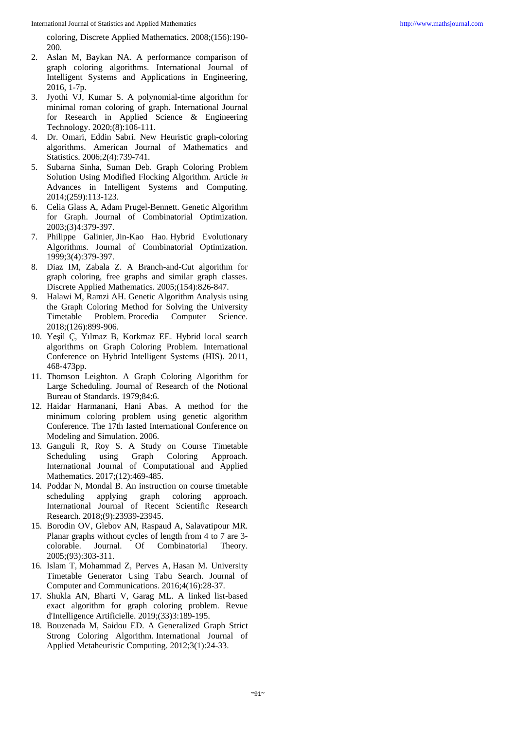coloring, Discrete Applied Mathematics. 2008;(156):190-200.

2. Aslan M, Baykan NA. A performance comparison of graph coloring algorithms. International Journal of Intelligent Systems and Applications in Engineering, 2016, 1-7p.
3. Jyothi VJ, Kumar S. A polynomial-time algorithm for minimal roman coloring of graph. International Journal for Research in Applied Science & Engineering Technology. 2020;(8):106-111.
4. Dr. Omari, Eddin Sabri. New Heuristic graph-coloring algorithms. American Journal of Mathematics and Statistics. 2006;2(4):739-741.
5. Subarna Sinha, Suman Deb. Graph Coloring Problem Solution Using Modified Flocking Algorithm. Article *in* Advances in Intelligent Systems and Computing. 2014;(259):113-123.
6. Celia Glass A, Adam Prugel-Bennett. Genetic Algorithm for Graph. Journal of Combinatorial Optimization. 2003;(3)4:379-397.
7. Philippe Galinier, Jin-Kao Hao. Hybrid Evolutionary Algorithms. Journal of Combinatorial Optimization. 1999;3(4):379-397.
8. Diaz IM, Zabala Z. A Branch-and-Cut algorithm for graph coloring, free graphs and similar graph classes. Discrete Applied Mathematics. 2005;(154):826-847.
9. Halawi M, Ramzi AH. Genetic Algorithm Analysis using the Graph Coloring Method for Solving the University Timetable Problem. Procedia Computer Science. 2018;(126):899-906.
10. Yeşil Ç, Yılmaz B, Korkmaz EE. Hybrid local search algorithms on Graph Coloring Problem. International Conference on Hybrid Intelligent Systems (HIS). 2011, 468-473pp.
11. Thomson Leighton. A Graph Coloring Algorithm for Large Scheduling. Journal of Research of the Notional Bureau of Standards. 1979;84:6.
12. Haidar Harmanani, Hani Abas. A method for the minimum coloring problem using genetic algorithm Conference. The 17th Iasted International Conference on Modeling and Simulation. 2006.
13. Ganguli R, Roy S. A Study on Course Timetable Scheduling using Graph Coloring Approach. International Journal of Computational and Applied Mathematics. 2017;(12):469-485.
14. Poddar N, Mondal B. An instruction on course timetable scheduling applying graph coloring approach. International Journal of Recent Scientific Research Research. 2018;(9):23939-23945.
15. Borodin OV, Glebov AN, Raspaud A, Salavatipour MR. Planar graphs without cycles of length from 4 to 7 are 3-colorable. Journal. Of Combinatorial Theory. 2005;(93):303-311.
16. Islam T, Mohammad Z, Perves A, Hasan M. University Timetable Generator Using Tabu Search. Journal of Computer and Communications. 2016;4(16):28-37.
17. Shukla AN, Bharti V, Garag ML. A linked list-based exact algorithm for graph coloring problem. Revue d'Intelligence Artificielle. 2019;(33)3:189-195.
18. Bouzenada M, Saidou ED. A Generalized Graph Strict Strong Coloring Algorithm. International Journal of Applied Metaheuristic Computing. 2012;3(1):24-33.